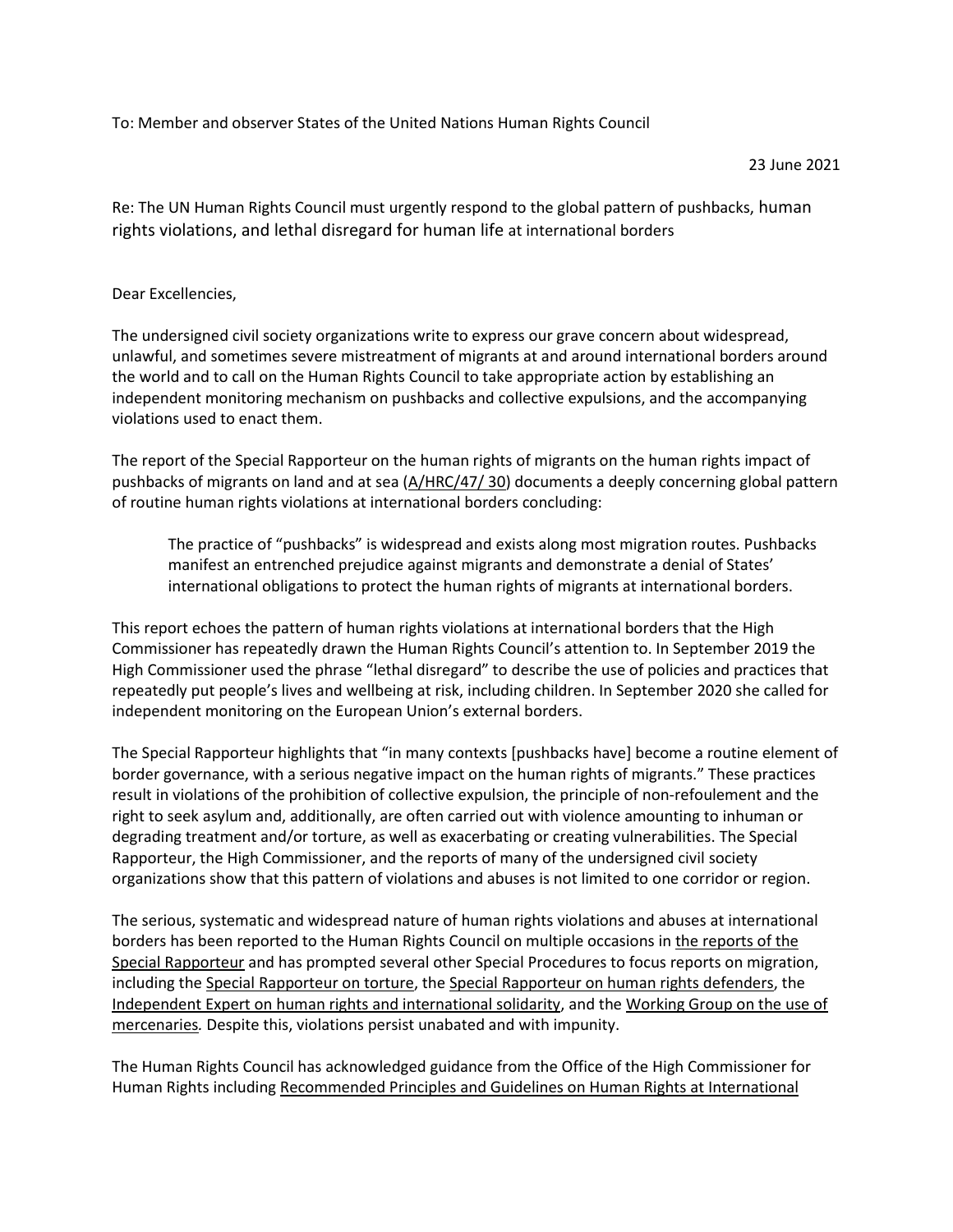To: Member and observer States of the United Nations Human Rights Council

23 June 2021

Re: The UN Human Rights Council must urgently respond to the global pattern of pushbacks, human rights violations, and lethal disregard for human life at international borders

Dear Excellencies,

The undersigned civil society organizations write to express our grave concern about widespread, unlawful, and sometimes severe mistreatment of migrants at and around international borders around the world and to call on the Human Rights Council to take appropriate action by establishing an independent monitoring mechanism on pushbacks and collective expulsions, and the accompanying violations used to enact them.

The report of the Special Rapporteur on the human rights of migrants on the human rights impact of pushbacks of migrants on land and at sea (A/HRC/47/ 30) documents a deeply concerning global pattern of routine human rights violations at international borders concluding:

> The practice of "pushbacks" is widespread and exists along most migration routes. Pushbacks manifest an entrenched prejudice against migrants and demonstrate a denial of States' international obligations to protect the human rights of migrants at international borders.

This report echoes the pattern of human rights violations at international borders that the High Commissioner has repeatedly drawn the Human Rights Council's attention to. In September 2019 the High Commissioner used the phrase "lethal disregard" to describe the use of policies and practices that repeatedly put people's lives and wellbeing at risk, including children. In September 2020 she called for independent monitoring on the European Union's external borders.

The Special Rapporteur highlights that "in many contexts [pushbacks have] become a routine element of border governance, with a serious negative impact on the human rights of migrants." These practices result in violations of the prohibition of collective expulsion, the principle of non-refoulement and the right to seek asylum and, additionally, are often carried out with violence amounting to inhuman or degrading treatment and/or torture, as well as exacerbating or creating vulnerabilities. The Special Rapporteur, the High Commissioner, and the reports of many of the undersigned civil society organizations show that this pattern of violations and abuses is not limited to one corridor or region.

The serious, systematic and widespread nature of human rights violations and abuses at international borders has been reported to the Human Rights Council on multiple occasions in the reports of the Special Rapporteur and has prompted several other Special Procedures to focus reports on migration, including the Special Rapporteur on torture, the Special Rapporteur on human rights defenders, the Independent Expert on human rights and international solidarity, and the Working Group on the use of mercenaries*.* Despite this, violations persist unabated and with impunity.

The Human Rights Council has acknowledged guidance from the Office of the High Commissioner for Human Rights including Recommended Principles and Guidelines on Human Rights at International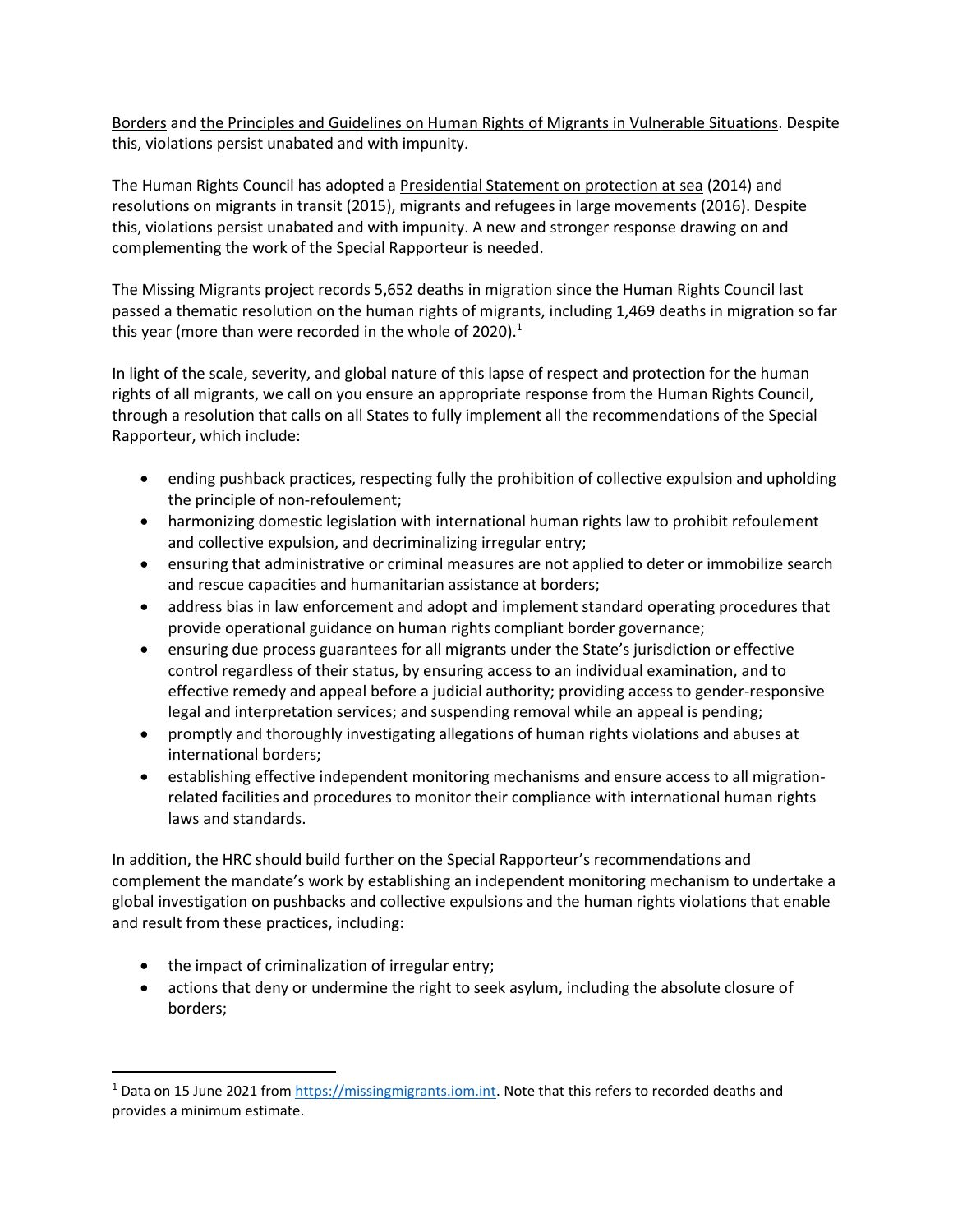Borders and the Principles and Guidelines on Human Rights of Migrants in Vulnerable Situations. Despite this, violations persist unabated and with impunity.

The Human Rights Council has adopted a Presidential Statement on protection at sea (2014) and resolutions on migrants in transit (2015), migrants and refugees in large movements (2016). Despite this, violations persist unabated and with impunity. A new and stronger response drawing on and complementing the work of the Special Rapporteur is needed.

The Missing Migrants project records 5,652 deaths in migration since the Human Rights Council last passed a thematic resolution on the human rights of migrants, including 1,469 deaths in migration so far this year (more than were recorded in the whole of 2020).[1]

In light of the scale, severity, and global nature of this lapse of respect and protection for the human rights of all migrants, we call on you ensure an appropriate response from the Human Rights Council, through a resolution that calls on all States to fully implement all the recommendations of the Special Rapporteur, which include:

- ending pushback practices, respecting fully the prohibition of collective expulsion and upholding the principle of non-refoulement;
- harmonizing domestic legislation with international human rights law to prohibit refoulement and collective expulsion, and decriminalizing irregular entry;
- ensuring that administrative or criminal measures are not applied to deter or immobilize search and rescue capacities and humanitarian assistance at borders;
- address bias in law enforcement and adopt and implement standard operating procedures that provide operational guidance on human rights compliant border governance;
- ensuring due process guarantees for all migrants under the State's jurisdiction or effective control regardless of their status, by ensuring access to an individual examination, and to effective remedy and appeal before a judicial authority; providing access to gender-responsive legal and interpretation services; and suspending removal while an appeal is pending;
- promptly and thoroughly investigating allegations of human rights violations and abuses at international borders;
- establishing effective independent monitoring mechanisms and ensure access to all migration-related facilities and procedures to monitor their compliance with international human rights laws and standards.

In addition, the HRC should build further on the Special Rapporteur's recommendations and complement the mandate's work by establishing an independent monitoring mechanism to undertake a global investigation on pushbacks and collective expulsions and the human rights violations that enable and result from these practices, including:

- the impact of criminalization of irregular entry;
- actions that deny or undermine the right to seek asylum, including the absolute closure of borders;

---

[1] Data on 15 June 2021 from https://missingmigrants.iom.int. Note that this refers to recorded deaths and provides a minimum estimate.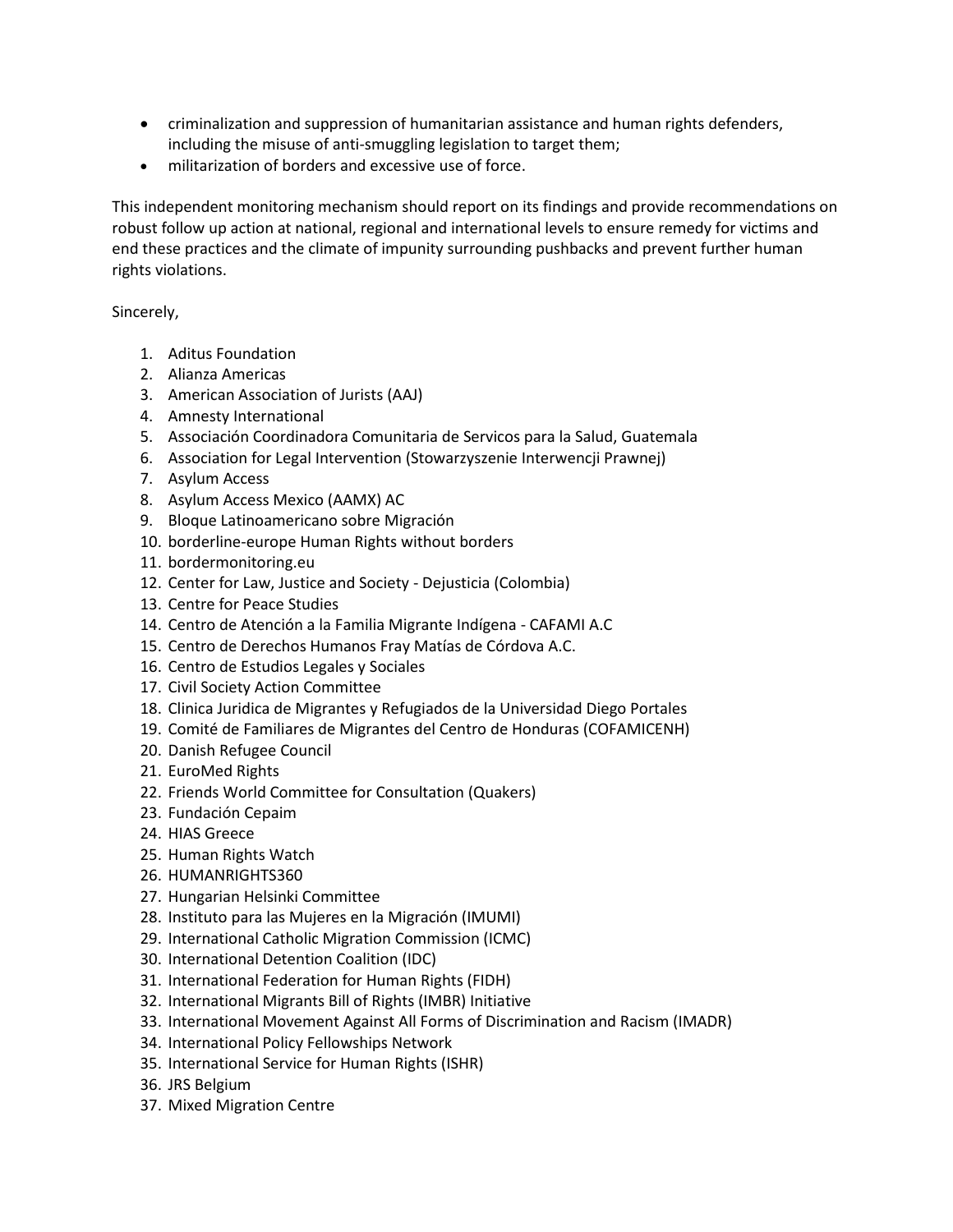- criminalization and suppression of humanitarian assistance and human rights defenders, including the misuse of anti-smuggling legislation to target them;
- militarization of borders and excessive use of force.

This independent monitoring mechanism should report on its findings and provide recommendations on robust follow up action at national, regional and international levels to ensure remedy for victims and end these practices and the climate of impunity surrounding pushbacks and prevent further human rights violations.

Sincerely,

1. Aditus Foundation
2. Alianza Americas
3. American Association of Jurists (AAJ)
4. Amnesty International
5. Associación Coordinadora Comunitaria de Servicos para la Salud, Guatemala
6. Association for Legal Intervention (Stowarzyszenie Interwencji Prawnej)
7. Asylum Access
8. Asylum Access Mexico (AAMX) AC
9. Bloque Latinoamericano sobre Migración
10. borderline-europe Human Rights without borders
11. bordermonitoring.eu
12. Center for Law, Justice and Society - Dejusticia (Colombia)
13. Centre for Peace Studies
14. Centro de Atención a la Familia Migrante Indígena - CAFAMI A.C
15. Centro de Derechos Humanos Fray Matías de Córdova A.C.
16. Centro de Estudios Legales y Sociales
17. Civil Society Action Committee
18. Clinica Juridica de Migrantes y Refugiados de la Universidad Diego Portales
19. Comité de Familiares de Migrantes del Centro de Honduras (COFAMICENH)
20. Danish Refugee Council
21. EuroMed Rights
22. Friends World Committee for Consultation (Quakers)
23. Fundación Cepaim
24. HIAS Greece
25. Human Rights Watch
26. HUMANRIGHTS360
27. Hungarian Helsinki Committee
28. Instituto para las Mujeres en la Migración (IMUMI)
29. International Catholic Migration Commission (ICMC)
30. International Detention Coalition (IDC)
31. International Federation for Human Rights (FIDH)
32. International Migrants Bill of Rights (IMBR) Initiative
33. International Movement Against All Forms of Discrimination and Racism (IMADR)
34. International Policy Fellowships Network
35. International Service for Human Rights (ISHR)
36. JRS Belgium
37. Mixed Migration Centre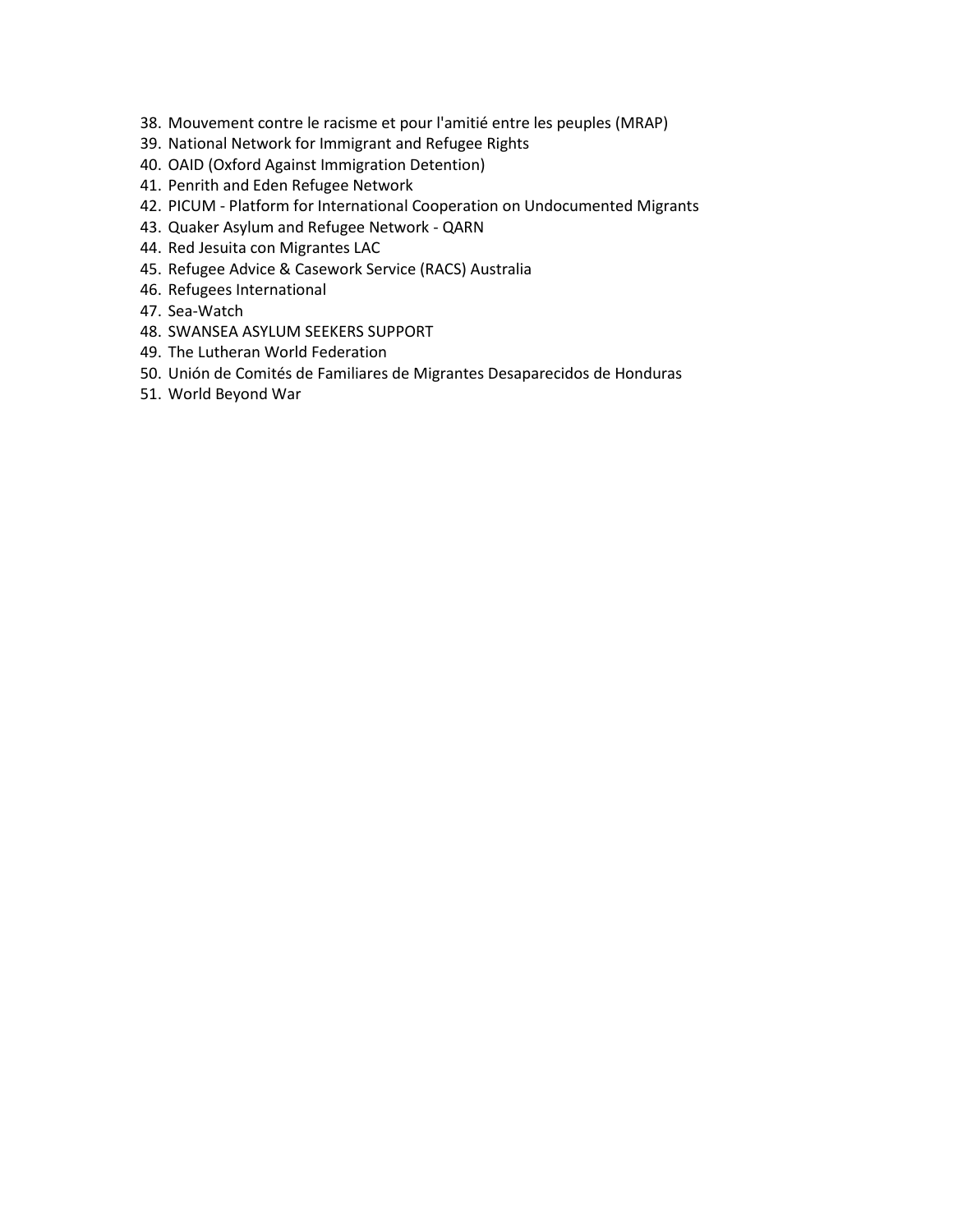38. Mouvement contre le racisme et pour l'amitié entre les peuples (MRAP)
39. National Network for Immigrant and Refugee Rights
40. OAID (Oxford Against Immigration Detention)
41. Penrith and Eden Refugee Network
42. PICUM - Platform for International Cooperation on Undocumented Migrants
43. Quaker Asylum and Refugee Network - QARN
44. Red Jesuita con Migrantes LAC
45. Refugee Advice & Casework Service (RACS) Australia
46. Refugees International
47. Sea-Watch
48. SWANSEA ASYLUM SEEKERS SUPPORT
49. The Lutheran World Federation
50. Unión de Comités de Familiares de Migrantes Desaparecidos de Honduras
51. World Beyond War